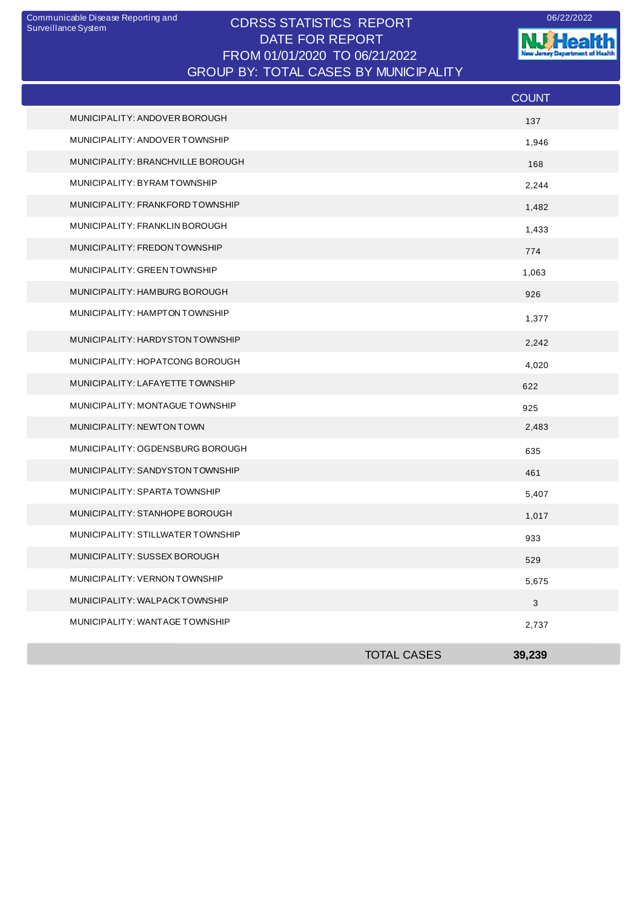Communicable Disease Reporting and Surveillance System

06/22/2022

# CDRSS STATISTICS REPORT
## DATE FOR REPORT
## FROM 01/01/2020 TO 06/21/2022
## GROUP BY: TOTAL CASES BY MUNICIPALITY

| | COUNT |
|---|---|
| MUNICIPALITY: ANDOVER BOROUGH | 137 |
| MUNICIPALITY: ANDOVER TOWNSHIP | 1,946 |
| MUNICIPALITY: BRANCHVILLE BOROUGH | 168 |
| MUNICIPALITY: BYRAM TOWNSHIP | 2,244 |
| MUNICIPALITY: FRANKFORD TOWNSHIP | 1,482 |
| MUNICIPALITY: FRANKLIN BOROUGH | 1,433 |
| MUNICIPALITY: FREDON TOWNSHIP | 774 |
| MUNICIPALITY: GREEN TOWNSHIP | 1,063 |
| MUNICIPALITY: HAMBURG BOROUGH | 926 |
| MUNICIPALITY: HAMPTON TOWNSHIP | 1,377 |
| MUNICIPALITY: HARDYSTON TOWNSHIP | 2,242 |
| MUNICIPALITY: HOPATCONG BOROUGH | 4,020 |
| MUNICIPALITY: LAFAYETTE TOWNSHIP | 622 |
| MUNICIPALITY: MONTAGUE TOWNSHIP | 925 |
| MUNICIPALITY: NEWTON TOWN | 2,483 |
| MUNICIPALITY: OGDENSBURG BOROUGH | 635 |
| MUNICIPALITY: SANDYSTON TOWNSHIP | 461 |
| MUNICIPALITY: SPARTA TOWNSHIP | 5,407 |
| MUNICIPALITY: STANHOPE BOROUGH | 1,017 |
| MUNICIPALITY: STILLWATER TOWNSHIP | 933 |
| MUNICIPALITY: SUSSEX BOROUGH | 529 |
| MUNICIPALITY: VERNON TOWNSHIP | 5,675 |
| MUNICIPALITY: WALPACK TOWNSHIP | 3 |
| MUNICIPALITY: WANTAGE TOWNSHIP | 2,737 |
| TOTAL CASES | **39,239** |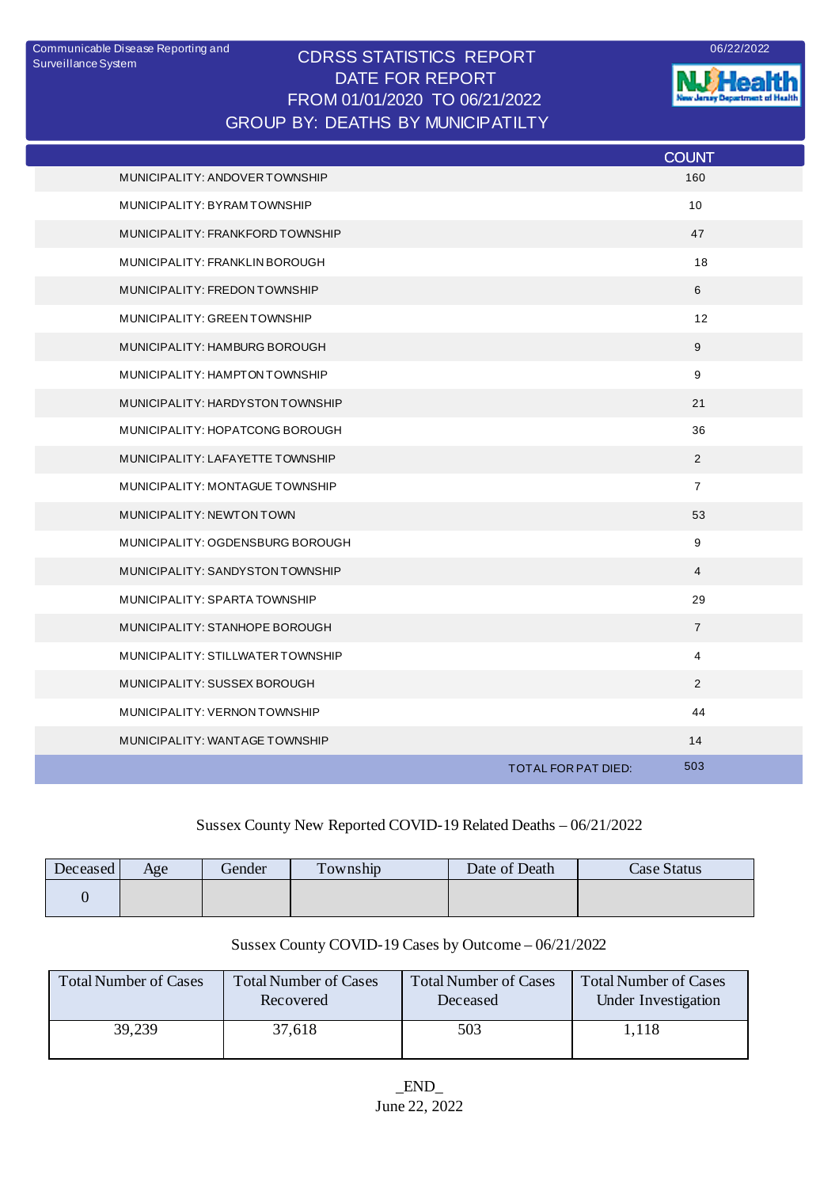Communicable Disease Reporting and Surveillance System

# CDRSS STATISTICS REPORT
DATE FOR REPORT
FROM 01/01/2020 TO 06/21/2022
GROUP BY: DEATHS BY MUNICIPATILTY

06/22/2022

| | COUNT |
|---|---|
| MUNICIPALITY: ANDOVER TOWNSHIP | 160 |
| MUNICIPALITY: BYRAM TOWNSHIP | 10 |
| MUNICIPALITY: FRANKFORD TOWNSHIP | 47 |
| MUNICIPALITY: FRANKLIN BOROUGH | 18 |
| MUNICIPALITY: FREDON TOWNSHIP | 6 |
| MUNICIPALITY: GREEN TOWNSHIP | 12 |
| MUNICIPALITY: HAMBURG BOROUGH | 9 |
| MUNICIPALITY: HAMPTON TOWNSHIP | 9 |
| MUNICIPALITY: HARDYSTON TOWNSHIP | 21 |
| MUNICIPALITY: HOPATCONG BOROUGH | 36 |
| MUNICIPALITY: LAFAYETTE TOWNSHIP | 2 |
| MUNICIPALITY: MONTAGUE TOWNSHIP | 7 |
| MUNICIPALITY: NEWTON TOWN | 53 |
| MUNICIPALITY: OGDENSBURG BOROUGH | 9 |
| MUNICIPALITY: SANDYSTON TOWNSHIP | 4 |
| MUNICIPALITY: SPARTA TOWNSHIP | 29 |
| MUNICIPALITY: STANHOPE BOROUGH | 7 |
| MUNICIPALITY: STILLWATER TOWNSHIP | 4 |
| MUNICIPALITY: SUSSEX BOROUGH | 2 |
| MUNICIPALITY: VERNON TOWNSHIP | 44 |
| MUNICIPALITY: WANTAGE TOWNSHIP | 14 |
| TOTAL FOR PAT DIED: | 503 |

Sussex County New Reported COVID-19 Related Deaths – 06/21/2022

| Deceased | Age | Gender | Township | Date of Death | Case Status |
|---|---|---|---|---|---|
| 0 | | | | | |

Sussex County COVID-19 Cases by Outcome – 06/21/2022

| Total Number of Cases | Total Number of Cases Recovered | Total Number of Cases Deceased | Total Number of Cases Under Investigation |
|---|---|---|---|
| 39,239 | 37,618 | 503 | 1,118 |

_END_
June 22, 2022